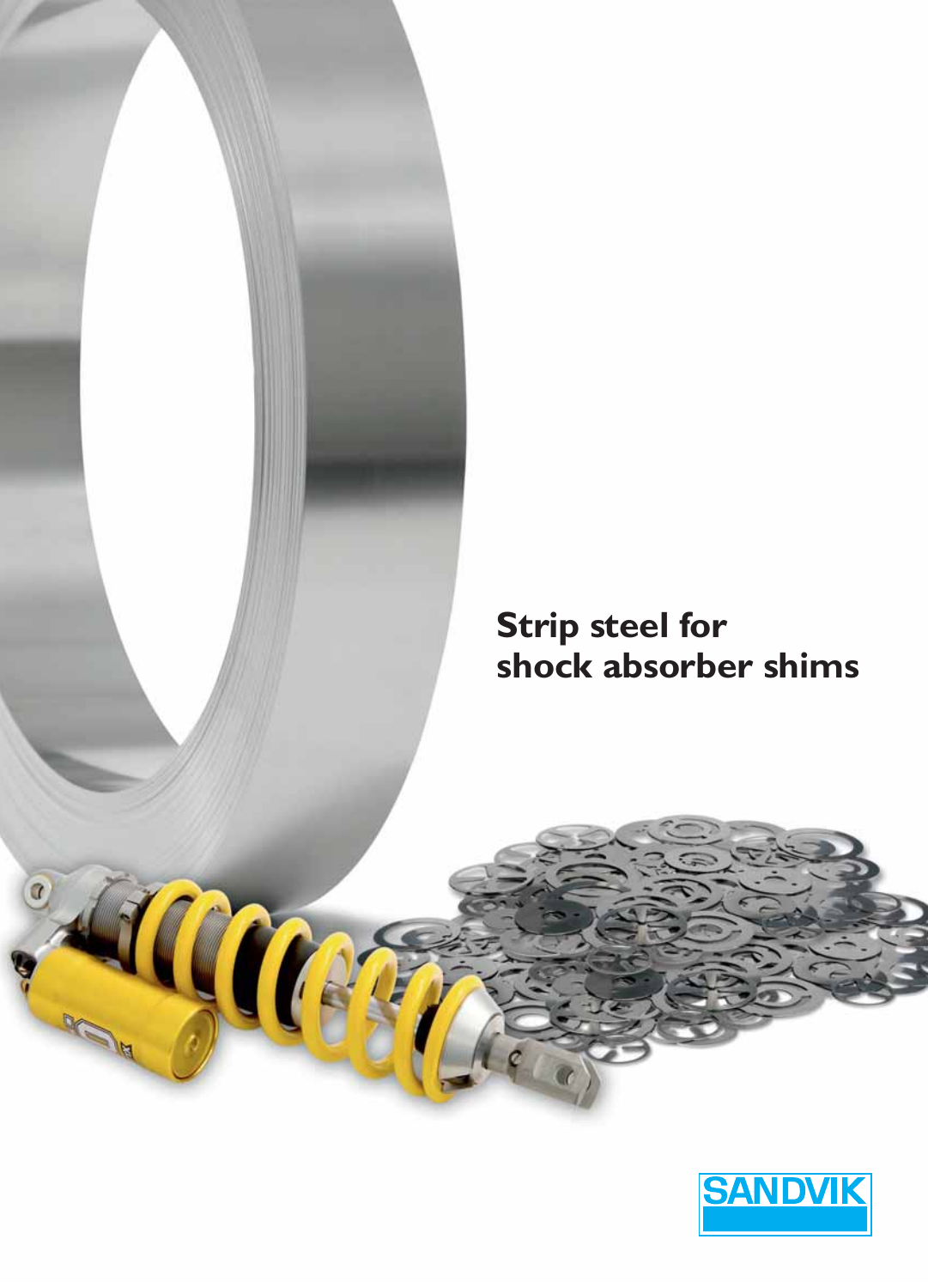# Strip steel for shock absorber shims

SANDVIK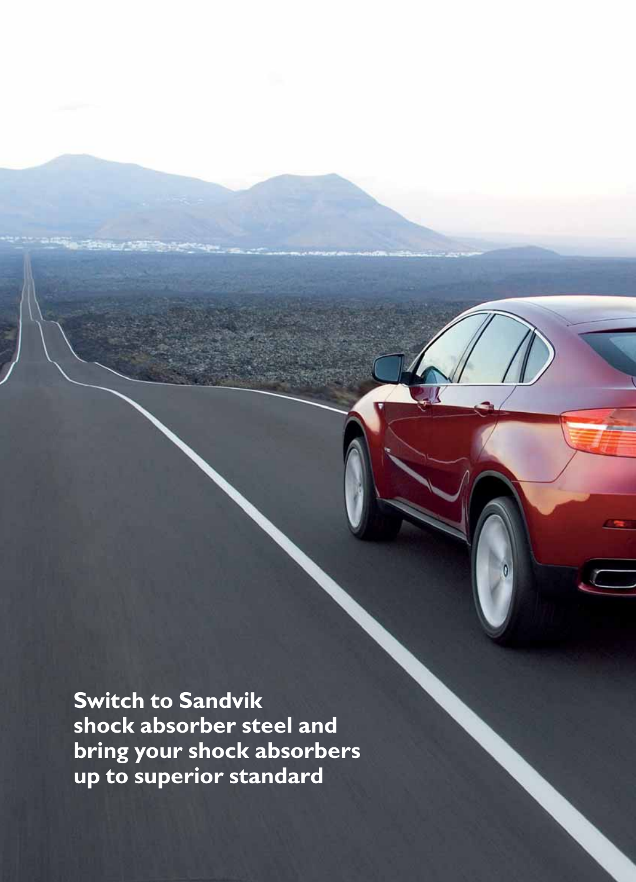**Switch to Sandvik shock absorber steel and bring your shock absorbers up to superior standard**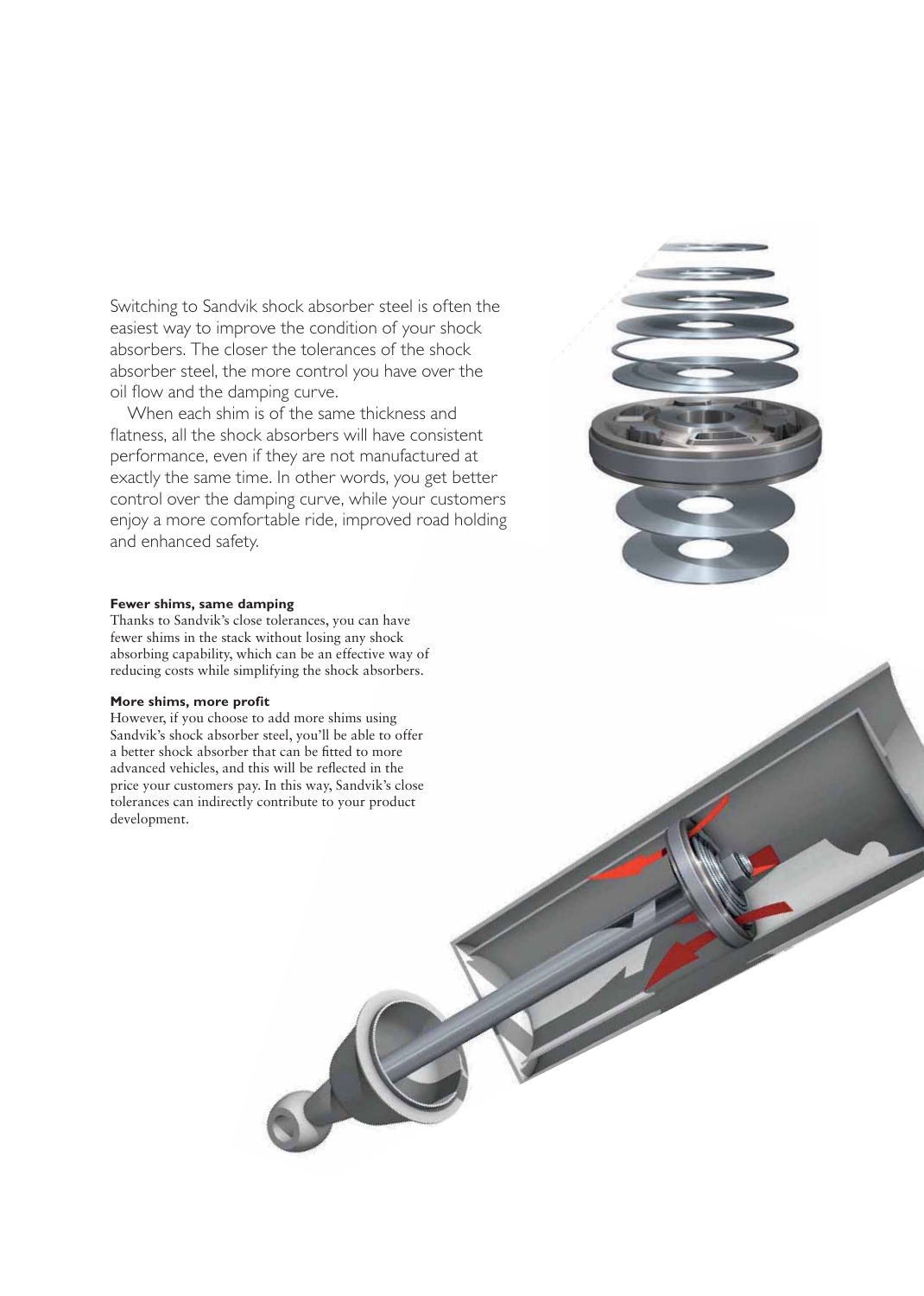Switching to Sandvik shock absorber steel is often the easiest way to improve the condition of your shock absorbers. The closer the tolerances of the shock absorber steel, the more control you have over the oil flow and the damping curve.

When each shim is of the same thickness and flatness, all the shock absorbers will have consistent performance, even if they are not manufactured at exactly the same time. In other words, you get better control over the damping curve, while your customers enjoy a more comfortable ride, improved road holding and enhanced safety.

**Fewer shims, same damping**

Thanks to Sandvik's close tolerances, you can have fewer shims in the stack without losing any shock absorbing capability, which can be an effective way of reducing costs while simplifying the shock absorbers.

**More shims, more profit**

However, if you choose to add more shims using Sandvik's shock absorber steel, you'll be able to offer a better shock absorber that can be fitted to more advanced vehicles, and this will be reflected in the price your customers pay. In this way, Sandvik's close tolerances can indirectly contribute to your product development.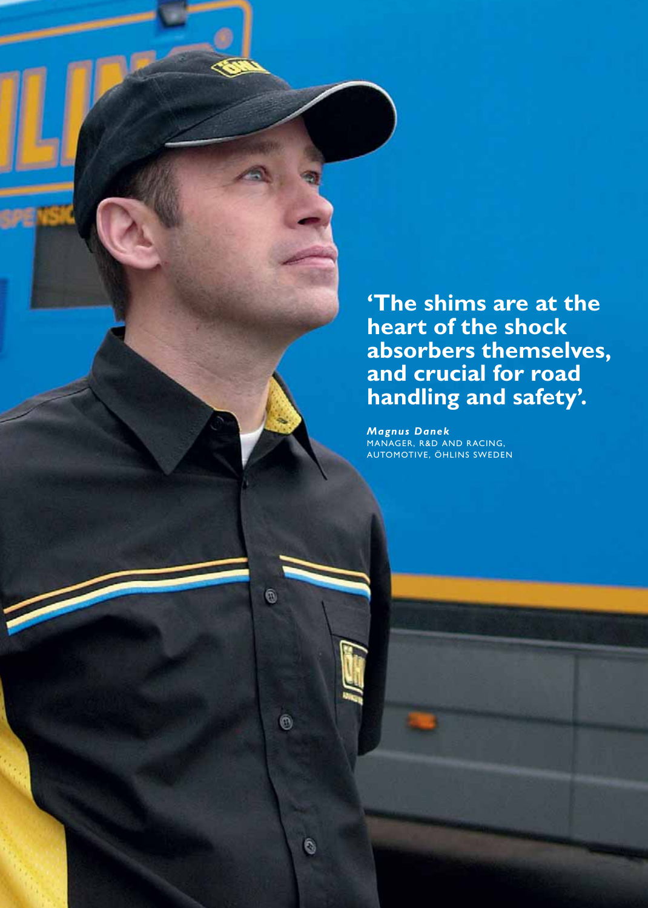**'The shims are at the heart of the shock absorbers themselves, and crucial for road handling and safety'.**

***Magnus Danek***
MANAGER, R&D AND RACING,
AUTOMOTIVE, ÖHLINS SWEDEN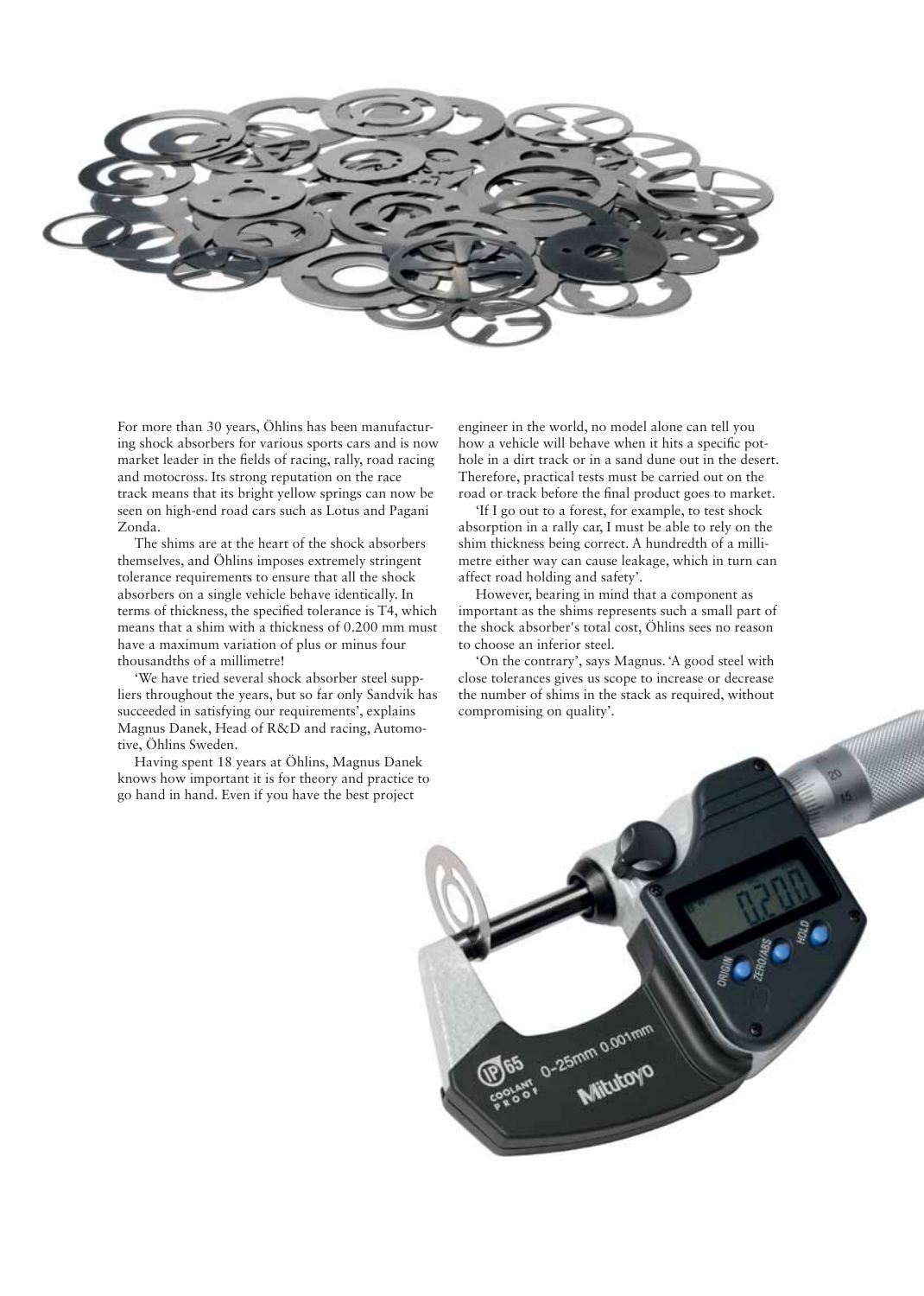For more than 30 years, Öhlins has been manufacturing shock absorbers for various sports cars and is now market leader in the fields of racing, rally, road racing and motocross. Its strong reputation on the race track means that its bright yellow springs can now be seen on high-end road cars such as Lotus and Pagani Zonda.

The shims are at the heart of the shock absorbers themselves, and Öhlins imposes extremely stringent tolerance requirements to ensure that all the shock absorbers on a single vehicle behave identically. In terms of thickness, the specified tolerance is T4, which means that a shim with a thickness of 0.200 mm must have a maximum variation of plus or minus four thousandths of a millimetre!

'We have tried several shock absorber steel suppliers throughout the years, but so far only Sandvik has succeeded in satisfying our requirements', explains Magnus Danek, Head of R&D and racing, Automotive, Öhlins Sweden.

Having spent 18 years at Öhlins, Magnus Danek knows how important it is for theory and practice to go hand in hand. Even if you have the best project engineer in the world, no model alone can tell you how a vehicle will behave when it hits a specific pothole in a dirt track or in a sand dune out in the desert. Therefore, practical tests must be carried out on the road or track before the final product goes to market.

'If I go out to a forest, for example, to test shock absorption in a rally car, I must be able to rely on the shim thickness being correct. A hundredth of a millimetre either way can cause leakage, which in turn can affect road holding and safety'.

However, bearing in mind that a component as important as the shims represents such a small part of the shock absorber's total cost, Öhlins sees no reason to choose an inferior steel.

'On the contrary', says Magnus. 'A good steel with close tolerances gives us scope to increase or decrease the number of shims in the stack as required, without compromising on quality'.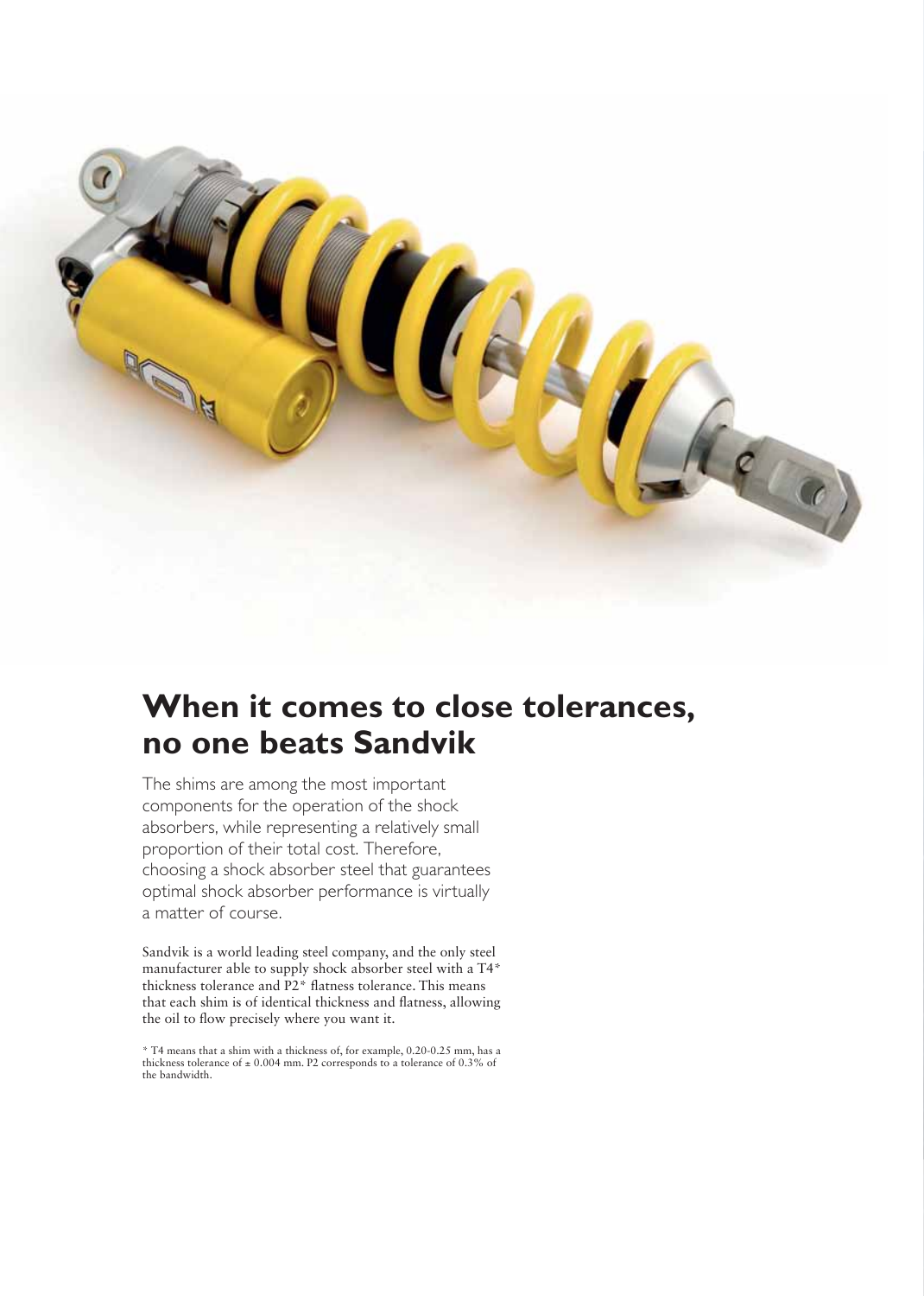# When it comes to close tolerances, no one beats Sandvik

The shims are among the most important components for the operation of the shock absorbers, while representing a relatively small proportion of their total cost. Therefore, choosing a shock absorber steel that guarantees optimal shock absorber performance is virtually a matter of course.

Sandvik is a world leading steel company, and the only steel manufacturer able to supply shock absorber steel with a T4* thickness tolerance and P2* flatness tolerance. This means that each shim is of identical thickness and flatness, allowing the oil to flow precisely where you want it.

* T4 means that a shim with a thickness of, for example, 0.20-0.25 mm, has a thickness tolerance of ± 0.004 mm. P2 corresponds to a tolerance of 0.3% of the bandwidth.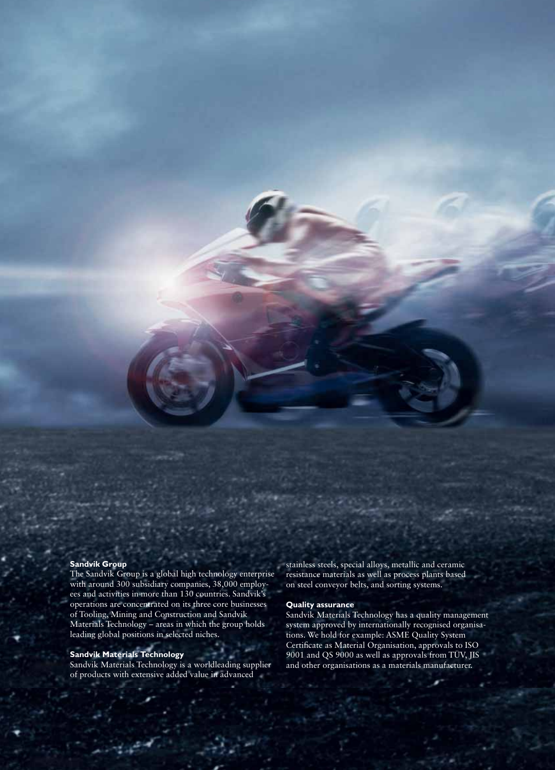## Sandvik Group

The Sandvik Group is a global high technology enterprise with around 300 subsidiary companies, 38,000 employees and activities in more than 130 countries. Sandvik's operations are concentrated on its three core businesses of Tooling, Mining and Construction and Sandvik Materials Technology – areas in which the group holds leading global positions in selected niches.

## Sandvik Materials Technology

Sandvik Materials Technology is a worldleading supplier of products with extensive added value in advanced stainless steels, special alloys, metallic and ceramic resistance materials as well as process plants based on steel conveyor belts, and sorting systems.

## Quality assurance

Sandvik Materials Technology has a quality management system approved by internationally recognised organisations. We hold for example: ASME Quality System Certificate as Material Organisation, approvals to ISO 9001 and QS 9000 as well as approvals from TÜV, JIS and other organisations as a materials manufacturer.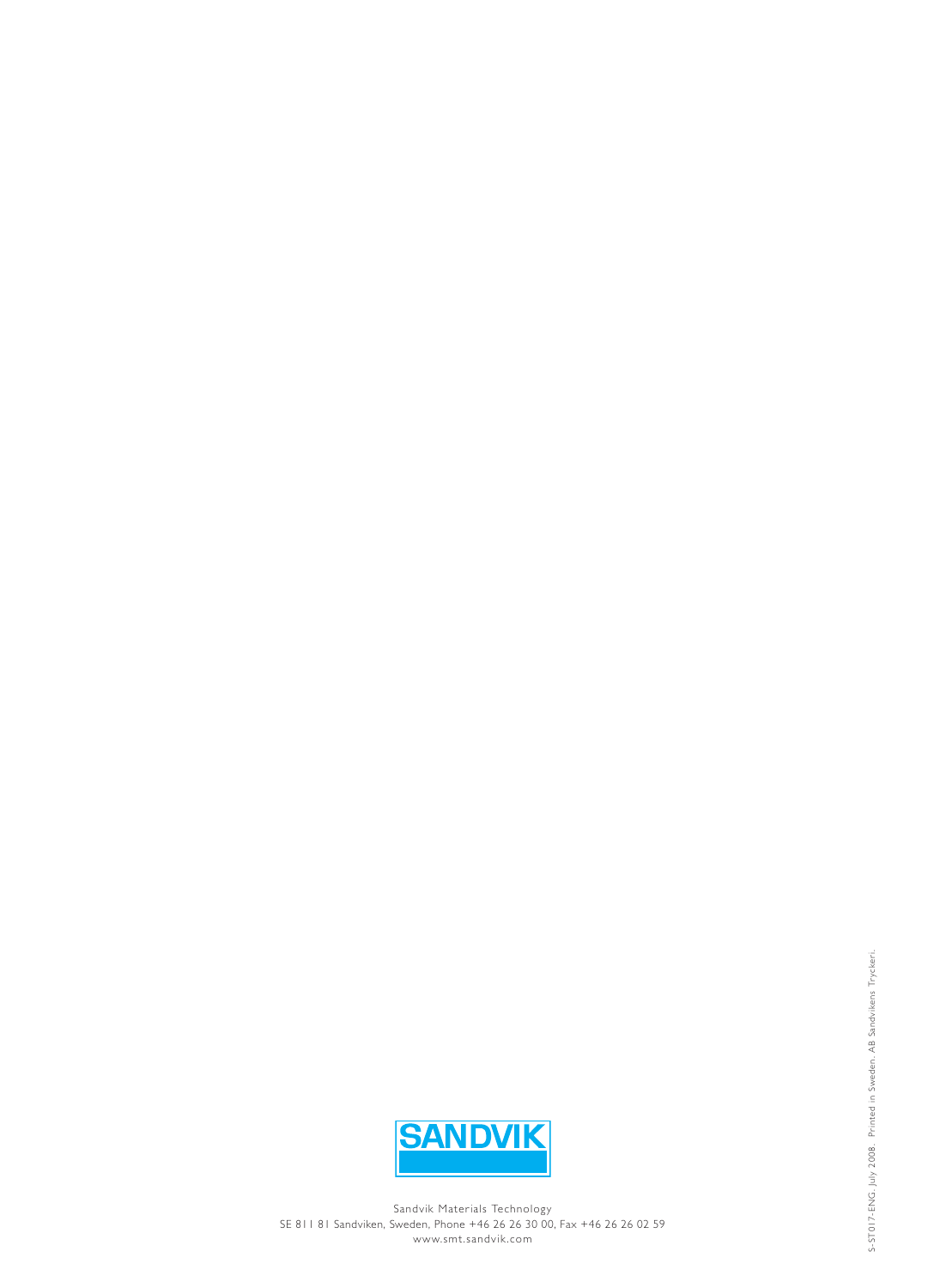SANDVIK

Sandvik Materials Technology
SE 811 81 Sandviken, Sweden, Phone +46 26 26 30 00, Fax +46 26 26 02 59
www.smt.sandvik.com

S-ST017-ENG. July 2008. Printed in Sweden. AB Sandvikens Tryckeri.